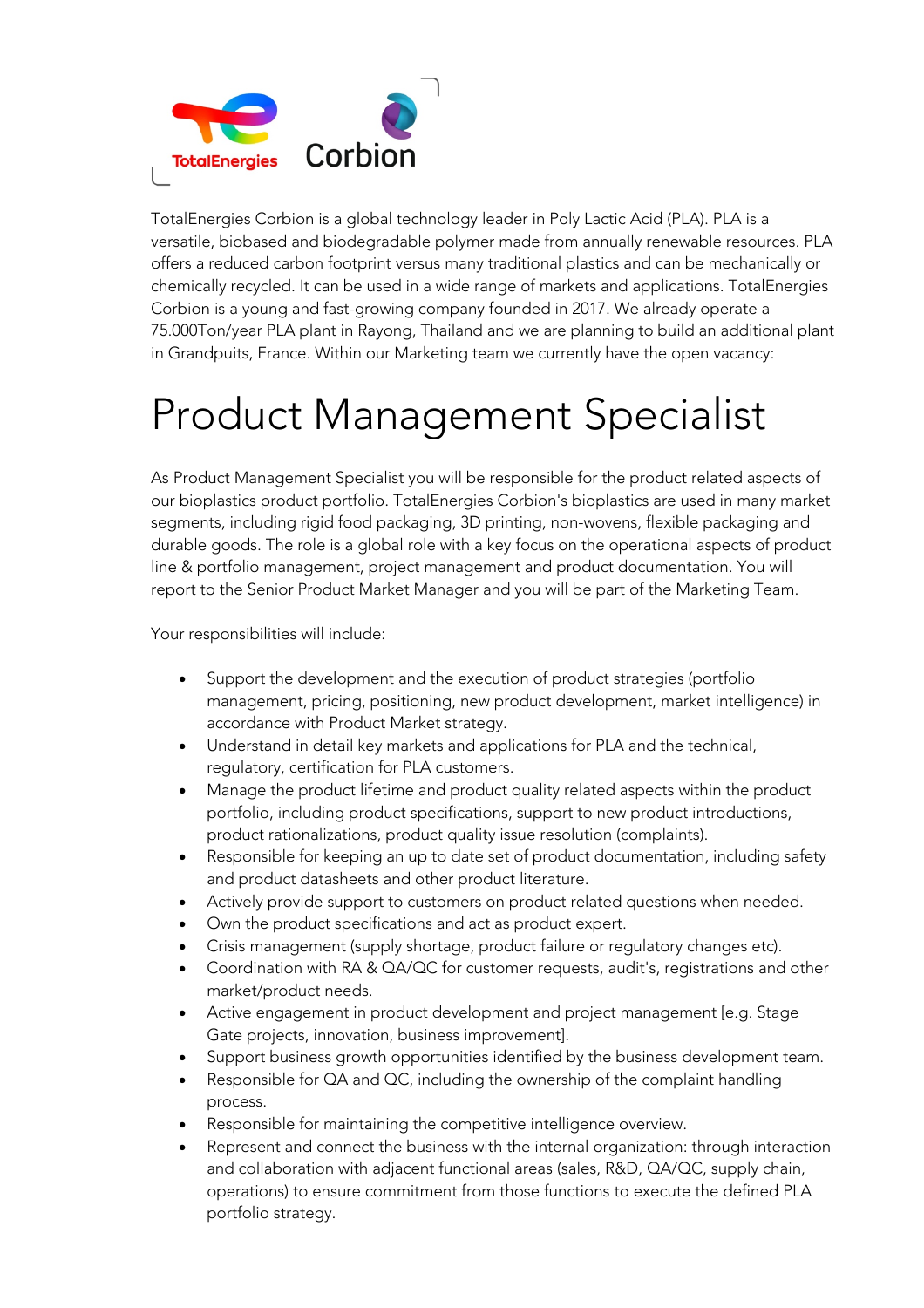TotalEnergies Corbion is a global technology leader in Poly Lactic Acid (PLA). PLA is a versatile, biobased and biodegradable polymer made from annually renewable resources. PLA offers a reduced carbon footprint versus many traditional plastics and can be mechanically or chemically recycled. It can be used in a wide range of markets and applications. TotalEnergies Corbion is a young and fast-growing company founded in 2017. We already operate a 75.000Ton/year PLA plant in Rayong, Thailand and we are planning to build an additional plant in Grandpuits, France. Within our Marketing team we currently have the open vacancy:

# Product Management Specialist

As Product Management Specialist you will be responsible for the product related aspects of our bioplastics product portfolio. TotalEnergies Corbion's bioplastics are used in many market segments, including rigid food packaging, 3D printing, non-wovens, flexible packaging and durable goods. The role is a global role with a key focus on the operational aspects of product line & portfolio management, project management and product documentation. You will report to the Senior Product Market Manager and you will be part of the Marketing Team.

Your responsibilities will include:

- Support the development and the execution of product strategies (portfolio management, pricing, positioning, new product development, market intelligence) in accordance with Product Market strategy.
- Understand in detail key markets and applications for PLA and the technical, regulatory, certification for PLA customers.
- Manage the product lifetime and product quality related aspects within the product portfolio, including product specifications, support to new product introductions, product rationalizations, product quality issue resolution (complaints).
- Responsible for keeping an up to date set of product documentation, including safety and product datasheets and other product literature.
- Actively provide support to customers on product related questions when needed.
- Own the product specifications and act as product expert.
- Crisis management (supply shortage, product failure or regulatory changes etc).
- Coordination with RA & QA/QC for customer requests, audit's, registrations and other market/product needs.
- Active engagement in product development and project management [e.g. Stage Gate projects, innovation, business improvement].
- Support business growth opportunities identified by the business development team.
- Responsible for QA and QC, including the ownership of the complaint handling process.
- Responsible for maintaining the competitive intelligence overview.
- Represent and connect the business with the internal organization: through interaction and collaboration with adjacent functional areas (sales, R&D, QA/QC, supply chain, operations) to ensure commitment from those functions to execute the defined PLA portfolio strategy.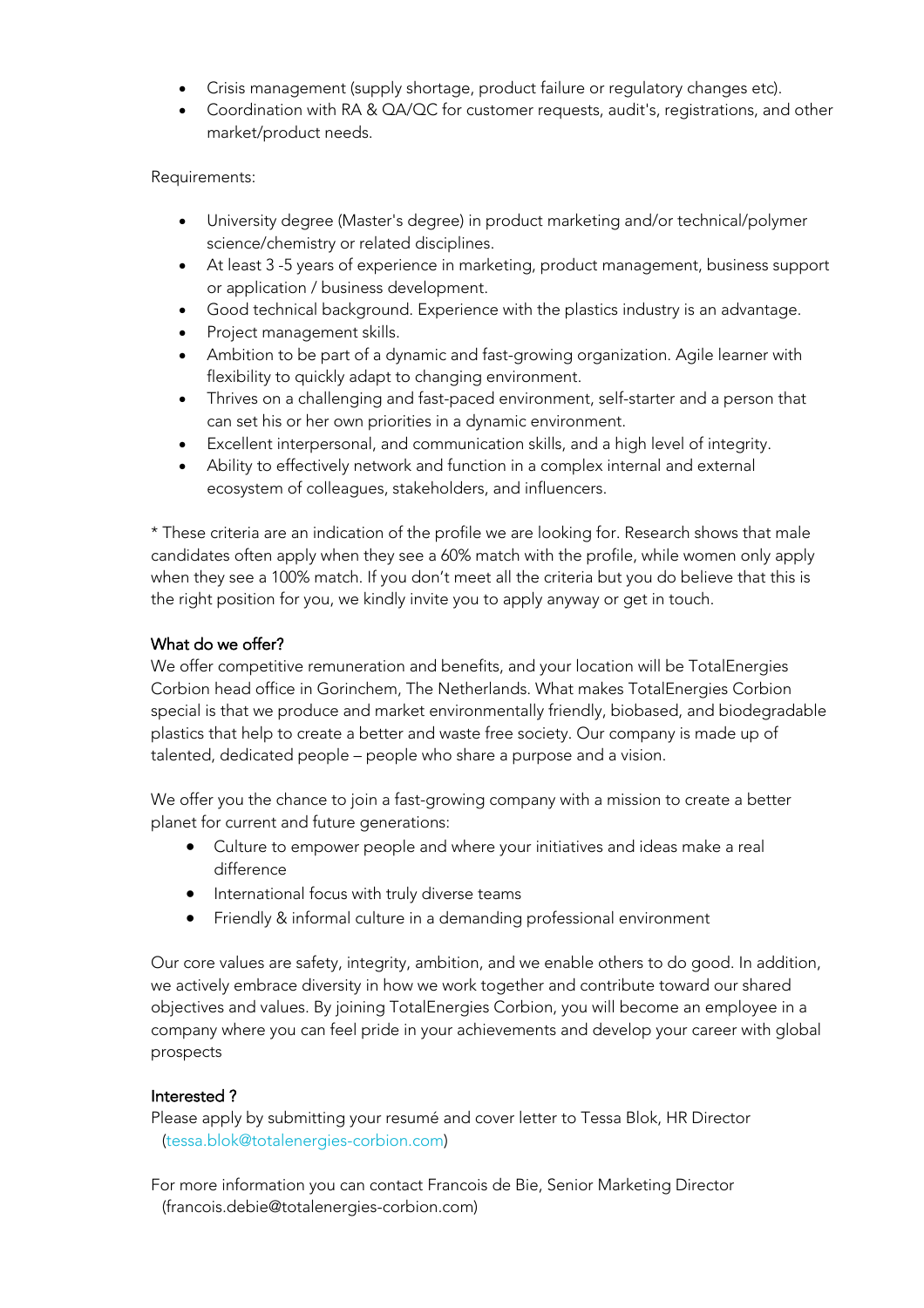- Crisis management (supply shortage, product failure or regulatory changes etc).
- Coordination with RA & QA/QC for customer requests, audit's, registrations, and other market/product needs.

Requirements:

- University degree (Master's degree) in product marketing and/or technical/polymer science/chemistry or related disciplines.
- At least 3 -5 years of experience in marketing, product management, business support or application / business development.
- Good technical background. Experience with the plastics industry is an advantage.
- Project management skills.
- Ambition to be part of a dynamic and fast-growing organization. Agile learner with flexibility to quickly adapt to changing environment.
- Thrives on a challenging and fast-paced environment, self-starter and a person that can set his or her own priorities in a dynamic environment.
- Excellent interpersonal, and communication skills, and a high level of integrity.
- Ability to effectively network and function in a complex internal and external ecosystem of colleagues, stakeholders, and influencers.

* These criteria are an indication of the profile we are looking for. Research shows that male candidates often apply when they see a 60% match with the profile, while women only apply when they see a 100% match. If you don't meet all the criteria but you do believe that this is the right position for you, we kindly invite you to apply anyway or get in touch.

## What do we offer?

We offer competitive remuneration and benefits, and your location will be TotalEnergies Corbion head office in Gorinchem, The Netherlands. What makes TotalEnergies Corbion special is that we produce and market environmentally friendly, biobased, and biodegradable plastics that help to create a better and waste free society. Our company is made up of talented, dedicated people – people who share a purpose and a vision.

We offer you the chance to join a fast-growing company with a mission to create a better planet for current and future generations:

- Culture to empower people and where your initiatives and ideas make a real difference
- International focus with truly diverse teams
- Friendly & informal culture in a demanding professional environment

Our core values are safety, integrity, ambition, and we enable others to do good. In addition, we actively embrace diversity in how we work together and contribute toward our shared objectives and values. By joining TotalEnergies Corbion, you will become an employee in a company where you can feel pride in your achievements and develop your career with global prospects

## Interested ?

Please apply by submitting your resumé and cover letter to Tessa Blok, HR Director (tessa.blok@totalenergies-corbion.com)

For more information you can contact Francois de Bie, Senior Marketing Director (francois.debie@totalenergies-corbion.com)